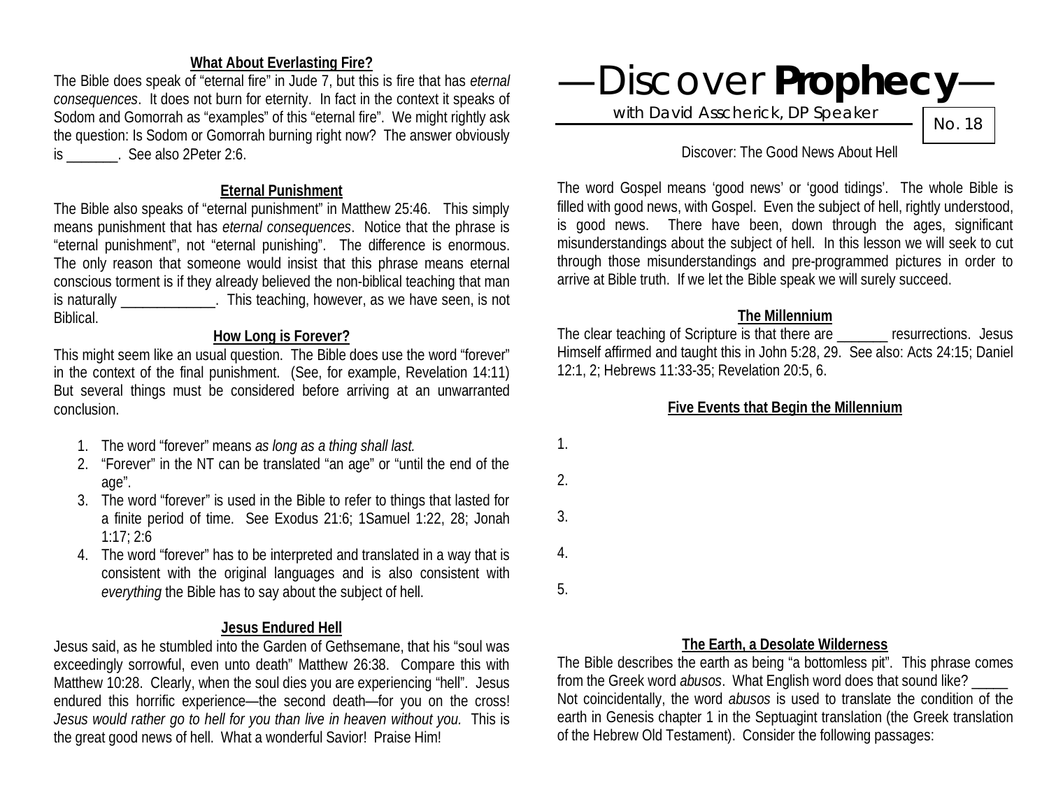### What About Everlasting Fire?

The Bible does speak of "eternal fire" in Jude 7, but this is fire that has *eternal consequences*. It does not burn for eternity. In fact in the context it speaks of Sodom and Gomorrah as "examples" of this "eternal fire". We might rightly ask the question: Is Sodom or Gomorrah burning right now? The answer obviously is _______. See also 2Peter 2:6.

### Eternal Punishment

The Bible also speaks of "eternal punishment" in Matthew 25:46. This simply means punishment that has *eternal consequences*. Notice that the phrase is "eternal punishment", not "eternal punishing". The difference is enormous. The only reason that someone would insist that this phrase means eternal conscious torment is if they already believed the non-biblical teaching that man is naturally _____________. This teaching, however, as we have seen, is not Biblical.

### How Long is Forever?

This might seem like an usual question. The Bible does use the word "forever" in the context of the final punishment. (See, for example, Revelation 14:11) But several things must be considered before arriving at an unwarranted conclusion.

1. The word "forever" means *as long as a thing shall last.*
2. "Forever" in the NT can be translated "an age" or "until the end of the age".
3. The word "forever" is used in the Bible to refer to things that lasted for a finite period of time. See Exodus 21:6; 1Samuel 1:22, 28; Jonah 1:17; 2:6
4. The word "forever" has to be interpreted and translated in a way that is consistent with the original languages and is also consistent with *everything* the Bible has to say about the subject of hell.

### Jesus Endured Hell

Jesus said, as he stumbled into the Garden of Gethsemane, that his "soul was exceedingly sorrowful, even unto death" Matthew 26:38. Compare this with Matthew 10:28. Clearly, when the soul dies you are experiencing "hell". Jesus endured this horrific experience—the second death—for you on the cross! *Jesus would rather go to hell for you than live in heaven without you.* This is the great good news of hell. What a wonderful Savior! Praise Him!

# —Discover **Prophecy**—

with David Asscherick, DP Speaker

No. 18

Discover: The Good News About Hell

The word Gospel means 'good news' or 'good tidings'. The whole Bible is filled with good news, with Gospel. Even the subject of hell, rightly understood, is good news. There have been, down through the ages, significant misunderstandings about the subject of hell. In this lesson we will seek to cut through those misunderstandings and pre-programmed pictures in order to arrive at Bible truth. If we let the Bible speak we will surely succeed.

### The Millennium

The clear teaching of Scripture is that there are _______ resurrections. Jesus Himself affirmed and taught this in John 5:28, 29. See also: Acts 24:15; Daniel 12:1, 2; Hebrews 11:33-35; Revelation 20:5, 6.

### Five Events that Begin the Millennium

1.

2.

3.

4.

5.

### The Earth, a Desolate Wilderness

The Bible describes the earth as being "a bottomless pit". This phrase comes from the Greek word *abusos*. What English word does that sound like? _____ Not coincidentally, the word *abusos* is used to translate the condition of the earth in Genesis chapter 1 in the Septuagint translation (the Greek translation of the Hebrew Old Testament). Consider the following passages: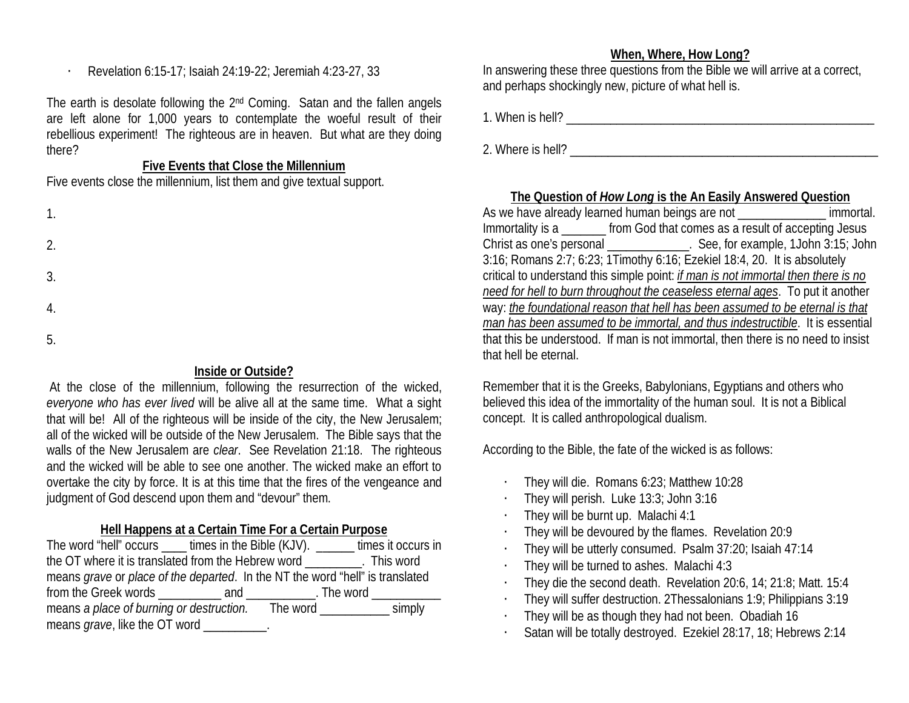- Revelation 6:15-17; Isaiah 24:19-22; Jeremiah 4:23-27, 33

The earth is desolate following the 2nd Coming. Satan and the fallen angels are left alone for 1,000 years to contemplate the woeful result of their rebellious experiment! The righteous are in heaven. But what are they doing there?

## Five Events that Close the Millennium

Five events close the millennium, list them and give textual support.

1.

2.

3.

4.

5.

## Inside or Outside?

At the close of the millennium, following the resurrection of the wicked, *everyone who has ever lived* will be alive all at the same time. What a sight that will be! All of the righteous will be inside of the city, the New Jerusalem; all of the wicked will be outside of the New Jerusalem. The Bible says that the walls of the New Jerusalem are *clear*. See Revelation 21:18. The righteous and the wicked will be able to see one another. The wicked make an effort to overtake the city by force. It is at this time that the fires of the vengeance and judgment of God descend upon them and "devour" them.

## Hell Happens at a Certain Time For a Certain Purpose

The word "hell" occurs ____ times in the Bible (KJV). ______ times it occurs in the OT where it is translated from the Hebrew word _________. This word means *grave* or *place of the departed*. In the NT the word "hell" is translated from the Greek words __________ and ___________. The word ___________ means *a place of burning or destruction.* The word ___________ simply means *grave*, like the OT word __________.

## When, Where, How Long?

In answering these three questions from the Bible we will arrive at a correct, and perhaps shockingly new, picture of what hell is.

1. When is hell? ___________________________________________________

2. Where is hell? ___________________________________________________

## The Question of *How Long* is the An Easily Answered Question

As we have already learned human beings are not ______________ immortal. Immortality is a _______ from God that comes as a result of accepting Jesus Christ as one's personal _____________. See, for example, 1John 3:15; John 3:16; Romans 2:7; 6:23; 1Timothy 6:16; Ezekiel 18:4, 20. It is absolutely critical to understand this simple point: *if man is not immortal then there is no need for hell to burn throughout the ceaseless eternal ages*. To put it another way: *the foundational reason that hell has been assumed to be eternal is that man has been assumed to be immortal, and thus indestructible*. It is essential that this be understood. If man is not immortal, then there is no need to insist that hell be eternal.

Remember that it is the Greeks, Babylonians, Egyptians and others who believed this idea of the immortality of the human soul. It is not a Biblical concept. It is called anthropological dualism.

According to the Bible, the fate of the wicked is as follows:

- They will die. Romans 6:23; Matthew 10:28
- They will perish. Luke 13:3; John 3:16
- They will be burnt up. Malachi 4:1
- They will be devoured by the flames. Revelation 20:9
- They will be utterly consumed. Psalm 37:20; Isaiah 47:14
- They will be turned to ashes. Malachi 4:3
- They die the second death. Revelation 20:6, 14; 21:8; Matt. 15:4
- They will suffer destruction. 2Thessalonians 1:9; Philippians 3:19
- They will be as though they had not been. Obadiah 16
- Satan will be totally destroyed. Ezekiel 28:17, 18; Hebrews 2:14